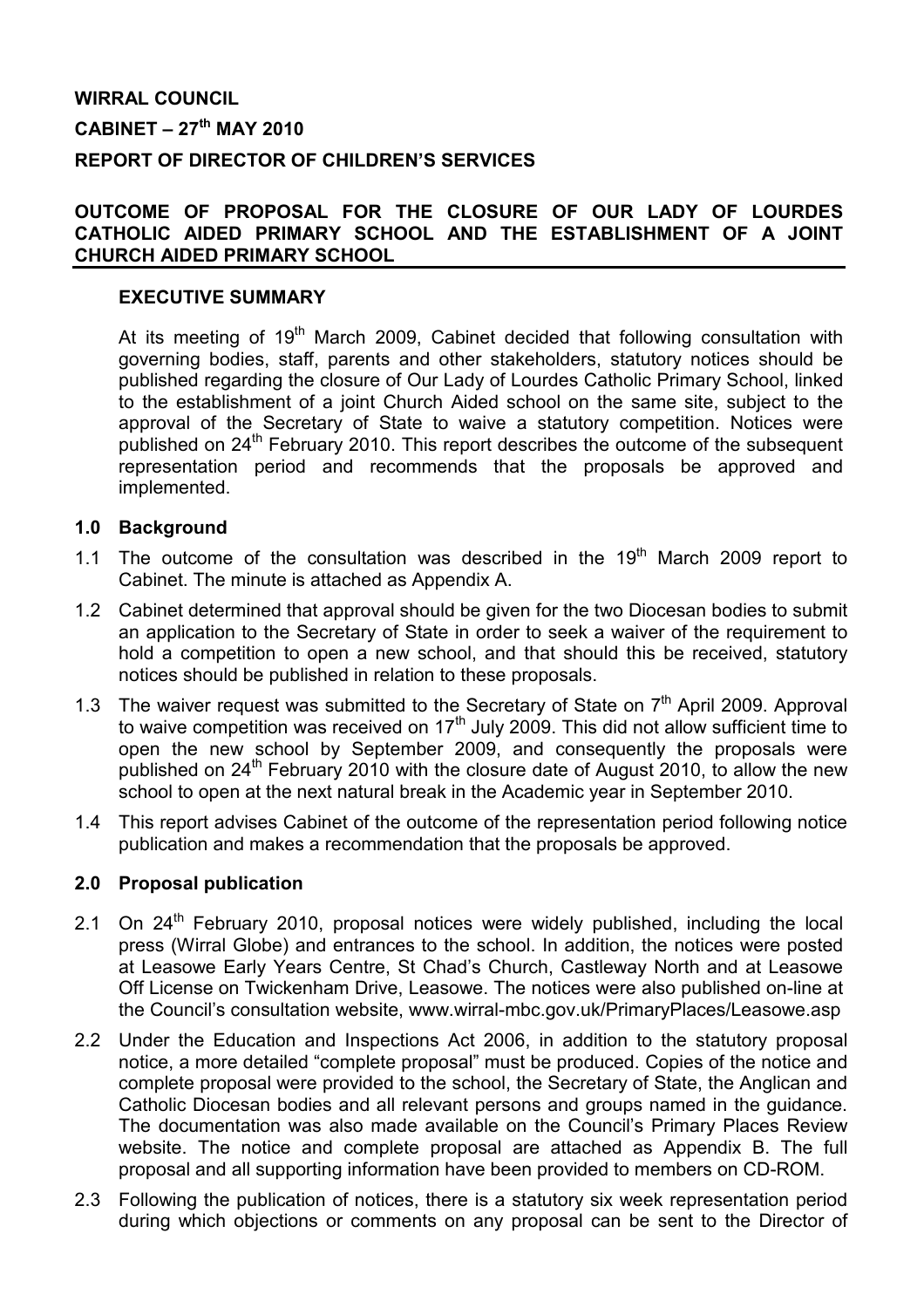**WIRRAL COUNCIL**

**CABINET – 27th MAY 2010**

**REPORT OF DIRECTOR OF CHILDREN'S SERVICES**

**OUTCOME OF PROPOSAL FOR THE CLOSURE OF OUR LADY OF LOURDES CATHOLIC AIDED PRIMARY SCHOOL AND THE ESTABLISHMENT OF A JOINT CHURCH AIDED PRIMARY SCHOOL**

## EXECUTIVE SUMMARY

At its meeting of 19th March 2009, Cabinet decided that following consultation with governing bodies, staff, parents and other stakeholders, statutory notices should be published regarding the closure of Our Lady of Lourdes Catholic Primary School, linked to the establishment of a joint Church Aided school on the same site, subject to the approval of the Secretary of State to waive a statutory competition. Notices were published on 24th February 2010. This report describes the outcome of the subsequent representation period and recommends that the proposals be approved and implemented.

## 1.0 Background

1.1 The outcome of the consultation was described in the 19th March 2009 report to Cabinet. The minute is attached as Appendix A.

1.2 Cabinet determined that approval should be given for the two Diocesan bodies to submit an application to the Secretary of State in order to seek a waiver of the requirement to hold a competition to open a new school, and that should this be received, statutory notices should be published in relation to these proposals.

1.3 The waiver request was submitted to the Secretary of State on 7th April 2009. Approval to waive competition was received on 17th July 2009. This did not allow sufficient time to open the new school by September 2009, and consequently the proposals were published on 24th February 2010 with the closure date of August 2010, to allow the new school to open at the next natural break in the Academic year in September 2010.

1.4 This report advises Cabinet of the outcome of the representation period following notice publication and makes a recommendation that the proposals be approved.

## 2.0 Proposal publication

2.1 On 24th February 2010, proposal notices were widely published, including the local press (Wirral Globe) and entrances to the school. In addition, the notices were posted at Leasowe Early Years Centre, St Chad's Church, Castleway North and at Leasowe Off License on Twickenham Drive, Leasowe. The notices were also published on-line at the Council's consultation website, www.wirral-mbc.gov.uk/PrimaryPlaces/Leasowe.asp

2.2 Under the Education and Inspections Act 2006, in addition to the statutory proposal notice, a more detailed "complete proposal" must be produced. Copies of the notice and complete proposal were provided to the school, the Secretary of State, the Anglican and Catholic Diocesan bodies and all relevant persons and groups named in the guidance. The documentation was also made available on the Council's Primary Places Review website. The notice and complete proposal are attached as Appendix B. The full proposal and all supporting information have been provided to members on CD-ROM.

2.3 Following the publication of notices, there is a statutory six week representation period during which objections or comments on any proposal can be sent to the Director of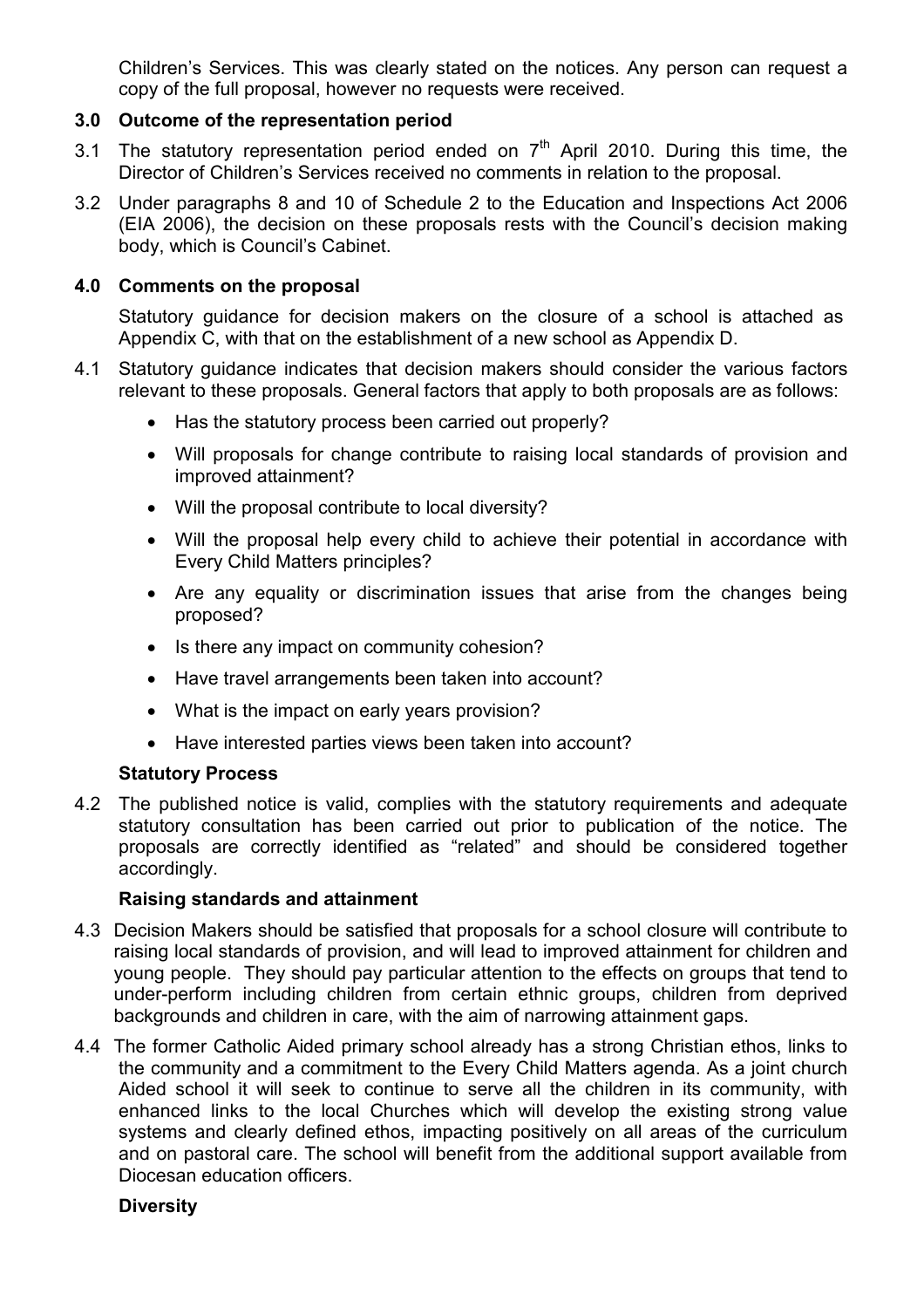Children's Services. This was clearly stated on the notices. Any person can request a copy of the full proposal, however no requests were received.

## 3.0 Outcome of the representation period

3.1 The statutory representation period ended on 7th April 2010. During this time, the Director of Children's Services received no comments in relation to the proposal.

3.2 Under paragraphs 8 and 10 of Schedule 2 to the Education and Inspections Act 2006 (EIA 2006), the decision on these proposals rests with the Council's decision making body, which is Council's Cabinet.

## 4.0 Comments on the proposal

Statutory guidance for decision makers on the closure of a school is attached as Appendix C, with that on the establishment of a new school as Appendix D.

4.1 Statutory guidance indicates that decision makers should consider the various factors relevant to these proposals. General factors that apply to both proposals are as follows:

- Has the statutory process been carried out properly?
- Will proposals for change contribute to raising local standards of provision and improved attainment?
- Will the proposal contribute to local diversity?
- Will the proposal help every child to achieve their potential in accordance with Every Child Matters principles?
- Are any equality or discrimination issues that arise from the changes being proposed?
- Is there any impact on community cohesion?
- Have travel arrangements been taken into account?
- What is the impact on early years provision?
- Have interested parties views been taken into account?

**Statutory Process**

4.2 The published notice is valid, complies with the statutory requirements and adequate statutory consultation has been carried out prior to publication of the notice. The proposals are correctly identified as "related" and should be considered together accordingly.

**Raising standards and attainment**

4.3 Decision Makers should be satisfied that proposals for a school closure will contribute to raising local standards of provision, and will lead to improved attainment for children and young people. They should pay particular attention to the effects on groups that tend to under-perform including children from certain ethnic groups, children from deprived backgrounds and children in care, with the aim of narrowing attainment gaps.

4.4 The former Catholic Aided primary school already has a strong Christian ethos, links to the community and a commitment to the Every Child Matters agenda. As a joint church Aided school it will seek to continue to serve all the children in its community, with enhanced links to the local Churches which will develop the existing strong value systems and clearly defined ethos, impacting positively on all areas of the curriculum and on pastoral care. The school will benefit from the additional support available from Diocesan education officers.

**Diversity**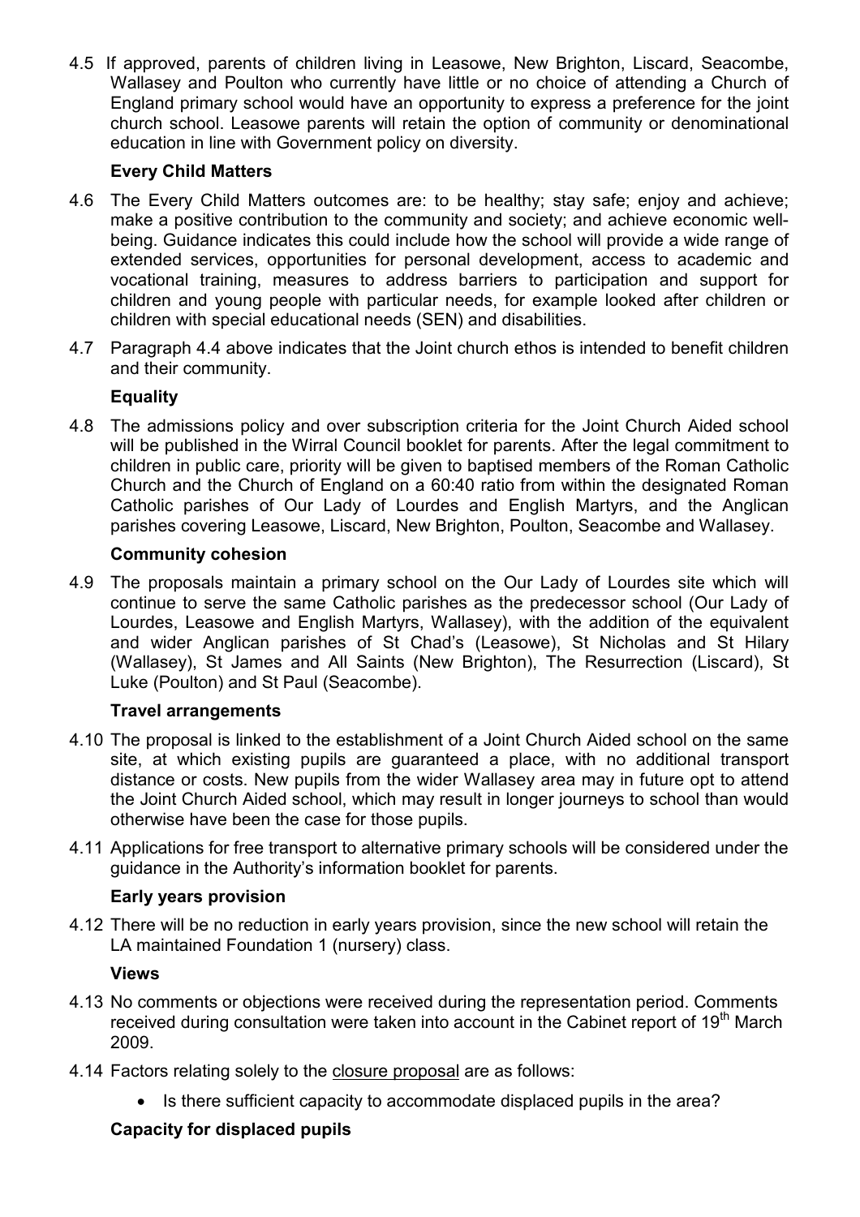4.5 If approved, parents of children living in Leasowe, New Brighton, Liscard, Seacombe, Wallasey and Poulton who currently have little or no choice of attending a Church of England primary school would have an opportunity to express a preference for the joint church school. Leasowe parents will retain the option of community or denominational education in line with Government policy on diversity.

**Every Child Matters**

4.6 The Every Child Matters outcomes are: to be healthy; stay safe; enjoy and achieve; make a positive contribution to the community and society; and achieve economic well-being. Guidance indicates this could include how the school will provide a wide range of extended services, opportunities for personal development, access to academic and vocational training, measures to address barriers to participation and support for children and young people with particular needs, for example looked after children or children with special educational needs (SEN) and disabilities.

4.7 Paragraph 4.4 above indicates that the Joint church ethos is intended to benefit children and their community.

**Equality**

4.8 The admissions policy and over subscription criteria for the Joint Church Aided school will be published in the Wirral Council booklet for parents. After the legal commitment to children in public care, priority will be given to baptised members of the Roman Catholic Church and the Church of England on a 60:40 ratio from within the designated Roman Catholic parishes of Our Lady of Lourdes and English Martyrs, and the Wallican parishes covering Leasowe, Liscard, New Brighton, Poulton, Seacombe and Wallasey.

**Community cohesion**

4.9 The proposals maintain a primary school on the Our Lady of Lourdes site which will continue to serve the same Catholic parishes as the predecessor school (Our Lady of Lourdes, Leasowe and English Martyrs, Wallasey), with the addition of the equivalent and wider Anglican parishes of St Chad's (Leasowe), St Nicholas and St Hilary (Wallasey), St James and All Saints (New Brighton), The Resurrection (Liscard), St Luke (Poulton) and St Paul (Seacombe).

**Travel arrangements**

4.10 The proposal is linked to the establishment of a Joint Church Aided school on the same site, at which existing pupils are guaranteed a place, with no additional transport distance or costs. New pupils from the wider Wallasey area may in future opt to attend the Joint Church Aided school, which may result in longer journeys to school than would otherwise have been the case for those pupils.

4.11 Applications for free transport to alternative primary schools will be considered under the guidance in the Authority's information booklet for parents.

**Early years provision**

4.12 There will be no reduction in early years provision, since the new school will retain the LA maintained Foundation 1 (nursery) class.

**Views**

4.13 No comments or objections were received during the representation period. Comments received during consultation were taken into account in the Cabinet report of 19th March 2009.

4.14 Factors relating solely to the closure proposal are as follows:

- Is there sufficient capacity to accommodate displaced pupils in the area?

**Capacity for displaced pupils**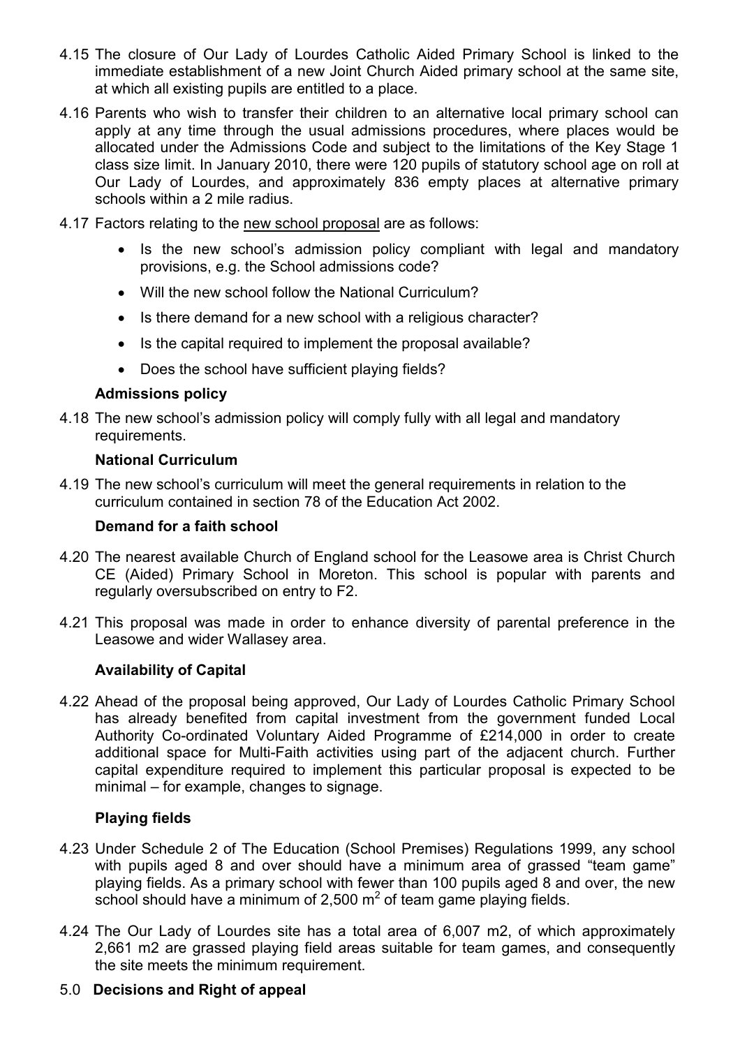4.15 The closure of Our Lady of Lourdes Catholic Aided Primary School is linked to the immediate establishment of a new Joint Church Aided primary school at the same site, at which all existing pupils are entitled to a place.

4.16 Parents who wish to transfer their children to an alternative local primary school can apply at any time through the usual admissions procedures, where places would be allocated under the Admissions Code and subject to the limitations of the Key Stage 1 class size limit. In January 2010, there were 120 pupils of statutory school age on roll at Our Lady of Lourdes, and approximately 836 empty places at alternative primary schools within a 2 mile radius.

4.17 Factors relating to the new school proposal are as follows:

- Is the new school's admission policy compliant with legal and mandatory provisions, e.g. the School admissions code?
- Will the new school follow the National Curriculum?
- Is there demand for a new school with a religious character?
- Is the capital required to implement the proposal available?
- Does the school have sufficient playing fields?

**Admissions policy**

4.18 The new school's admission policy will comply fully with all legal and mandatory requirements.

**National Curriculum**

4.19 The new school's curriculum will meet the general requirements in relation to the curriculum contained in section 78 of the Education Act 2002.

**Demand for a faith school**

4.20 The nearest available Church of England school for the Leasowe area is Christ Church CE (Aided) Primary School in Moreton. This school is popular with parents and regularly oversubscribed on entry to F2.

4.21 This proposal was made in order to enhance diversity of parental preference in the Leasowe and wider Wallasey area.

**Availability of Capital**

4.22 Ahead of the proposal being approved, Our Lady of Lourdes Catholic Primary School has already benefited from capital investment from the government funded Local Authority Co-ordinated Voluntary Aided Programme of £214,000 in order to create additional space for Multi-Faith activities using part of the adjacent church. Further capital expenditure required to implement this particular proposal is expected to be minimal – for example, changes to signage.

**Playing fields**

4.23 Under Schedule 2 of The Education (School Premises) Regulations 1999, any school with pupils aged 8 and over should have a minimum area of grassed "team game" playing fields. As a primary school with fewer than 100 pupils aged 8 and over, the new school should have a minimum of 2,500 $m^2$ of team game playing fields.

4.24 The Our Lady of Lourdes site has a total area of 6,007 m2, of which approximately 2,661 m2 are grassed playing field areas suitable for team games, and consequently the site meets the minimum requirement.

## 5.0 Decisions and Right of appeal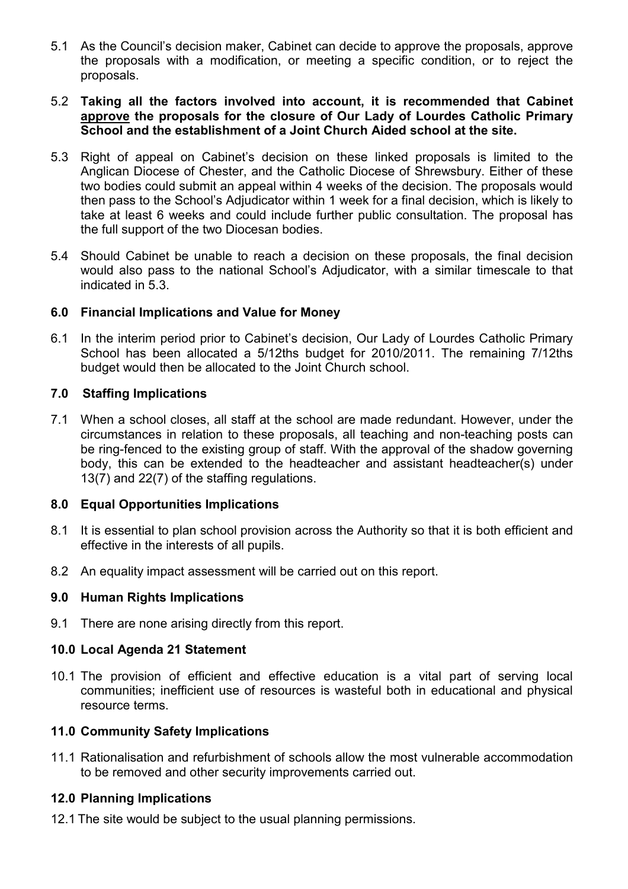5.1 As the Council's decision maker, Cabinet can decide to approve the proposals, approve the proposals with a modification, or meeting a specific condition, or to reject the proposals.

5.2 **Taking all the factors involved into account, it is recommended that Cabinet <u>approve</u> the proposals for the closure of Our Lady of Lourdes Catholic Primary School and the establishment of a Joint Church Aided school at the site.**

5.3 Right of appeal on Cabinet's decision on these linked proposals is limited to the Anglican Diocese of Chester, and the Catholic Diocese of Shrewsbury. Either of these two bodies could submit an appeal within 4 weeks of the decision. The proposals would then pass to the School's Adjudicator within 1 week for a final decision, which is likely to take at least 6 weeks and could include further public consultation. The proposal has the full support of the two Diocesan bodies.

5.4 Should Cabinet be unable to reach a decision on these proposals, the final decision would also pass to the national School's Adjudicator, with a similar timescale to that indicated in 5.3.

## 6.0 Financial Implications and Value for Money

6.1 In the interim period prior to Cabinet's decision, Our Lady of Lourdes Catholic Primary School has been allocated a 5/12ths budget for 2010/2011. The remaining 7/12ths budget would then be allocated to the Joint Church school.

## 7.0 Staffing Implications

7.1 When a school closes, all staff at the school are made redundant. However, under the circumstances in relation to these proposals, all teaching and non-teaching posts can be ring-fenced to the existing group of staff. With the approval of the shadow governing body, this can be extended to the headteacher and assistant headteacher(s) under 13(7) and 22(7) of the staffing regulations.

## 8.0 Equal Opportunities Implications

8.1 It is essential to plan school provision across the Authority so that it is both efficient and effective in the interests of all pupils.

8.2 An equality impact assessment will be carried out on this report.

## 9.0 Human Rights Implications

9.1 There are none arising directly from this report.

## 10.0 Local Agenda 21 Statement

10.1 The provision of efficient and effective education is a vital part of serving local communities; inefficient use of resources is wasteful both in educational and physical resource terms.

## 11.0 Community Safety Implications

11.1 Rationalisation and refurbishment of schools allow the most vulnerable accommodation to be removed and other security improvements carried out.

## 12.0 Planning Implications

12.1 The site would be subject to the usual planning permissions.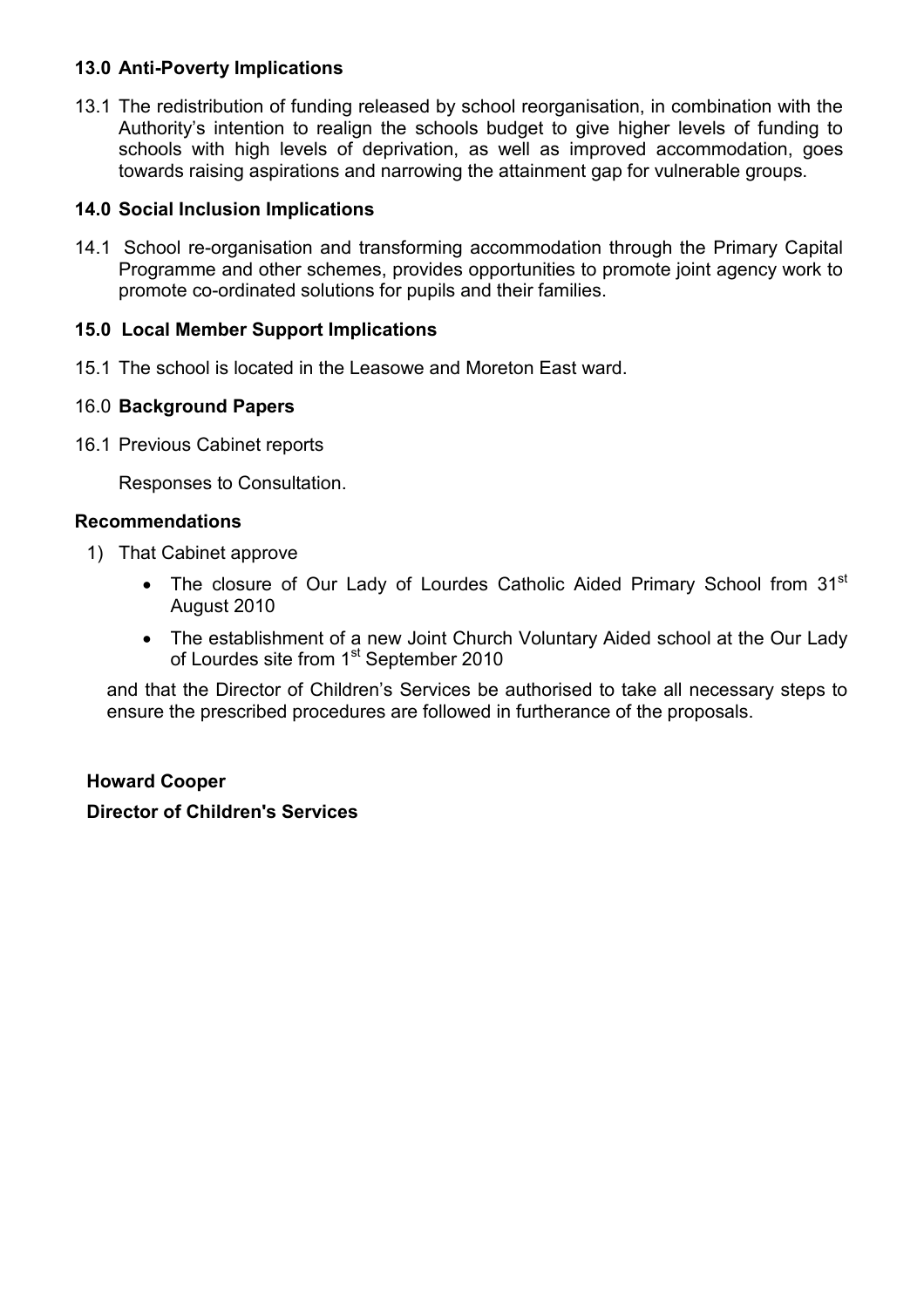## 13.0 Anti-Poverty Implications

13.1 The redistribution of funding released by school reorganisation, in combination with the Authority's intention to realign the schools budget to give higher levels of funding to schools with high levels of deprivation, as well as improved accommodation, goes towards raising aspirations and narrowing the attainment gap for vulnerable groups.

## 14.0 Social Inclusion Implications

14.1 School re-organisation and transforming accommodation through the Primary Capital Programme and other schemes, provides opportunities to promote joint agency work to promote co-ordinated solutions for pupils and their families.

## 15.0 Local Member Support Implications

15.1 The school is located in the Leasowe and Moreton East ward.

## 16.0 Background Papers

16.1 Previous Cabinet reports

Responses to Consultation.

## Recommendations

1) That Cabinet approve

- The closure of Our Lady of Lourdes Catholic Aided Primary School from 31st August 2010
- The establishment of a new Joint Church Voluntary Aided school at the Our Lady of Lourdes site from 1st September 2010

and that the Director of Children's Services be authorised to take all necessary steps to ensure the prescribed procedures are followed in furtherance of the proposals.

**Howard Cooper**

**Director of Children's Services**